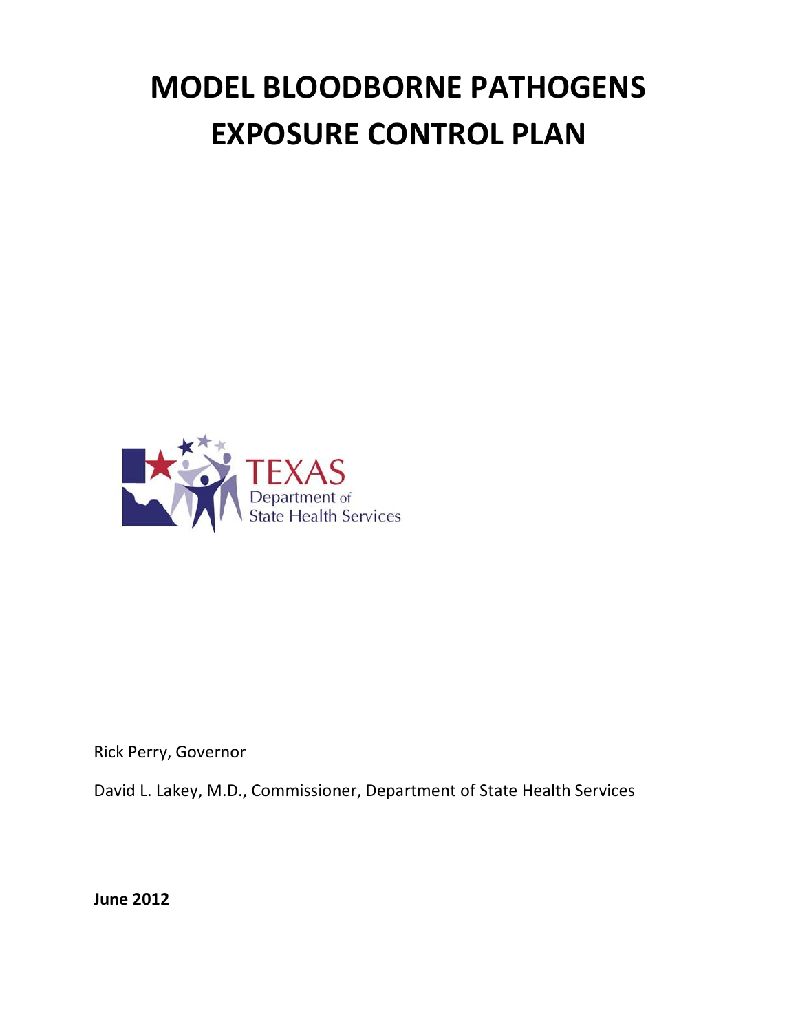# MODEL BLOODBORNE PATHOGENS EXPOSURE CONTROL PLAN

TEXAS
Department of State Health Services

Rick Perry, Governor

David L. Lakey, M.D., Commissioner, Department of State Health Services

**June 2012**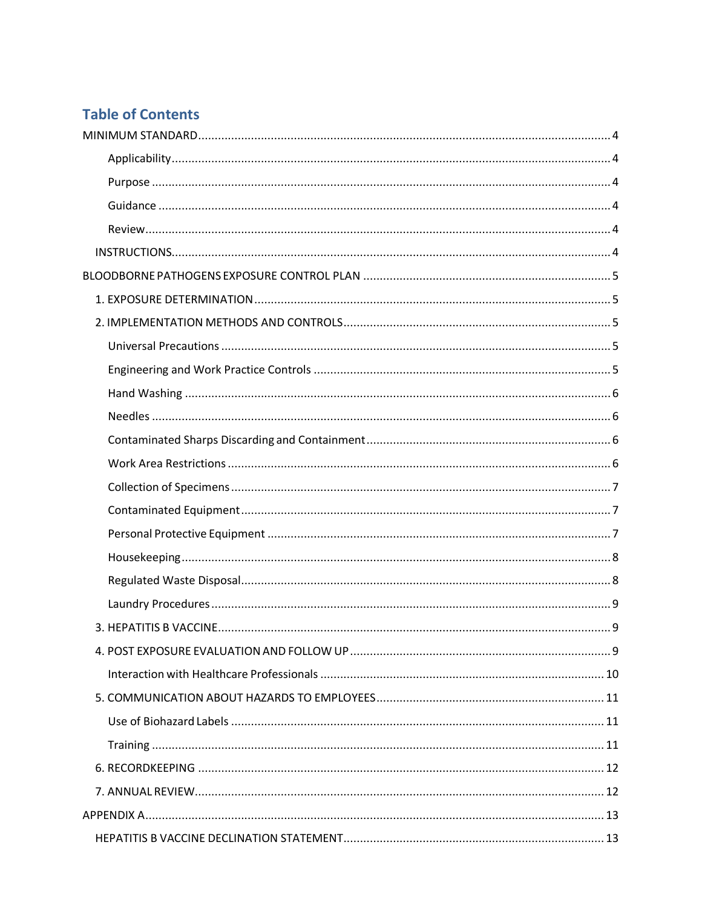## Table of Contents

MINIMUM STANDARD ........ 4

- Applicability ........ 4
- Purpose ........ 4
- Guidance ........ 4
- Review ........ 4

INSTRUCTIONS ........ 4

BLOODBORNE PATHOGENS EXPOSURE CONTROL PLAN ........ 5

1. EXPOSURE DETERMINATION ........ 5
2. IMPLEMENTATION METHODS AND CONTROLS ........ 5
   - Universal Precautions ........ 5
   - Engineering and Work Practice Controls ........ 5
   - Hand Washing ........ 6
   - Needles ........ 6
   - Contaminated Sharps Discarding and Containment ........ 6
   - Work Area Restrictions ........ 6
   - Collection of Specimens ........ 7
   - Contaminated Equipment ........ 7
   - Personal Protective Equipment ........ 7
   - Housekeeping ........ 8
   - Regulated Waste Disposal ........ 8
   - Laundry Procedures ........ 9
3. HEPATITIS B VACCINE ........ 9
4. POST EXPOSURE EVALUATION AND FOLLOW UP ........ 9
   - Interaction with Healthcare Professionals ........ 10
5. COMMUNICATION ABOUT HAZARDS TO EMPLOYEES ........ 11
   - Use of Biohazard Labels ........ 11
   - Training ........ 11
6. RECORDKEEPING ........ 12
7. ANNUAL REVIEW ........ 12

APPENDIX A ........ 13

HEPATITIS B VACCINE DECLINATION STATEMENT ........ 13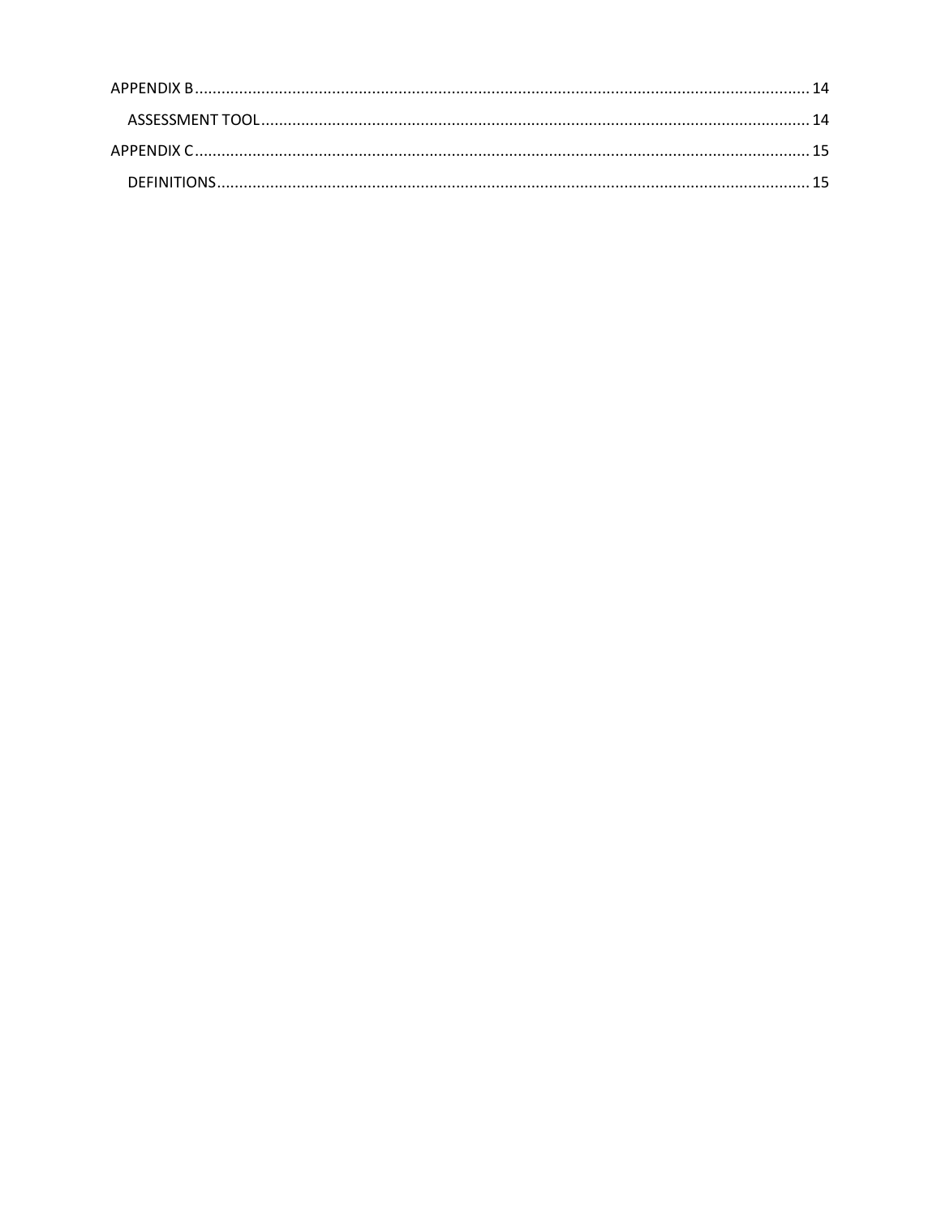APPENDIX B ........................................................................................................................................ 14

  ASSESSMENT TOOL ......................................................................................................................... 14

APPENDIX C ........................................................................................................................................ 15

  DEFINITIONS ..................................................................................................................................... 15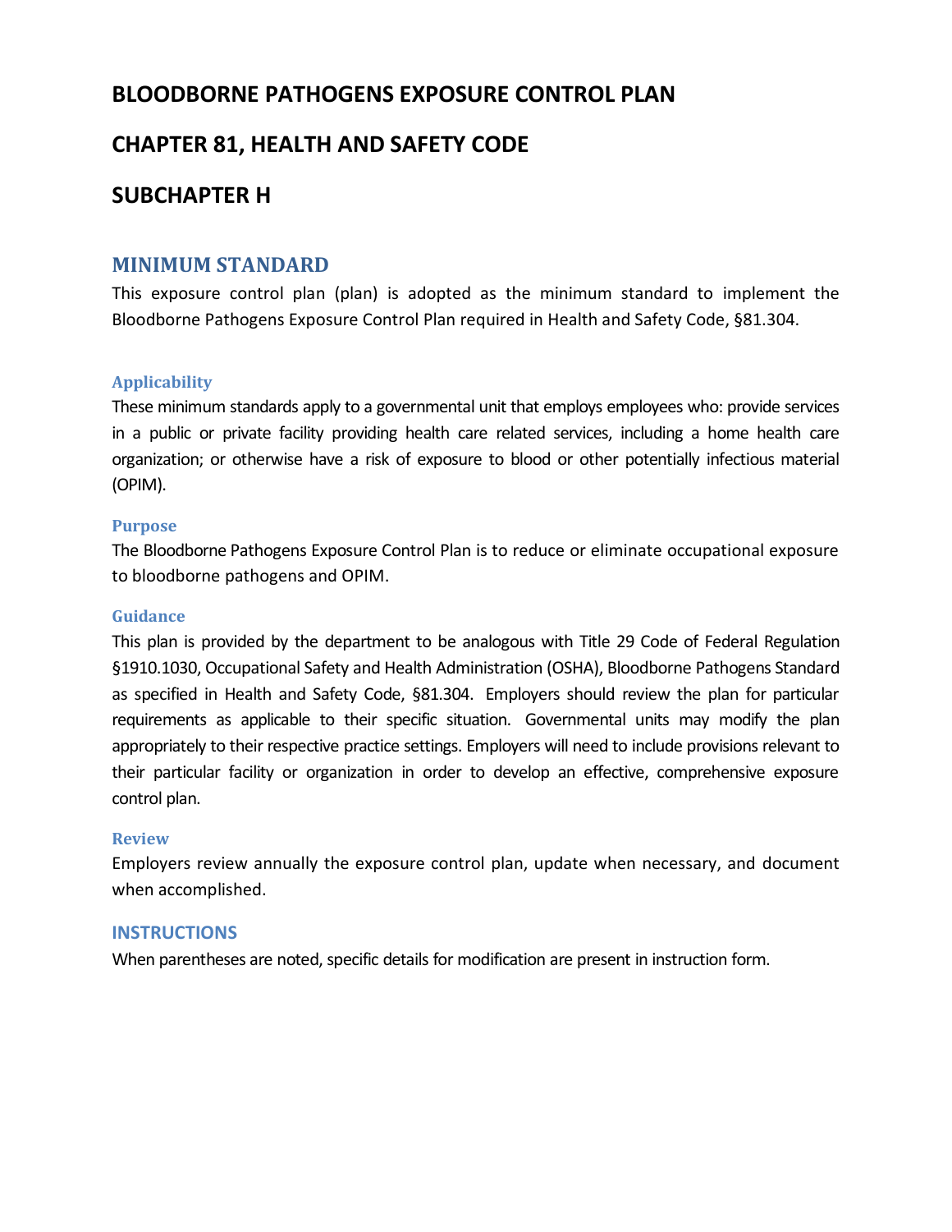# BLOODBORNE PATHOGENS EXPOSURE CONTROL PLAN

# CHAPTER 81, HEALTH AND SAFETY CODE

# SUBCHAPTER H

## MINIMUM STANDARD

This exposure control plan (plan) is adopted as the minimum standard to implement the Bloodborne Pathogens Exposure Control Plan required in Health and Safety Code, §81.304.

### Applicability

These minimum standards apply to a governmental unit that employs employees who: provide services in a public or private facility providing health care related services, including a home health care organization; or otherwise have a risk of exposure to blood or other potentially infectious material (OPIM).

### Purpose

The Bloodborne Pathogens Exposure Control Plan is to reduce or eliminate occupational exposure to bloodborne pathogens and OPIM.

### Guidance

This plan is provided by the department to be analogous with Title 29 Code of Federal Regulation §1910.1030, Occupational Safety and Health Administration (OSHA), Bloodborne Pathogens Standard as specified in Health and Safety Code, §81.304. Employers should review the plan for particular requirements as applicable to their specific situation. Governmental units may modify the plan appropriately to their respective practice settings. Employers will need to include provisions relevant to their particular facility or organization in order to develop an effective, comprehensive exposure control plan.

### Review

Employers review annually the exposure control plan, update when necessary, and document when accomplished.

## INSTRUCTIONS

When parentheses are noted, specific details for modification are present in instruction form.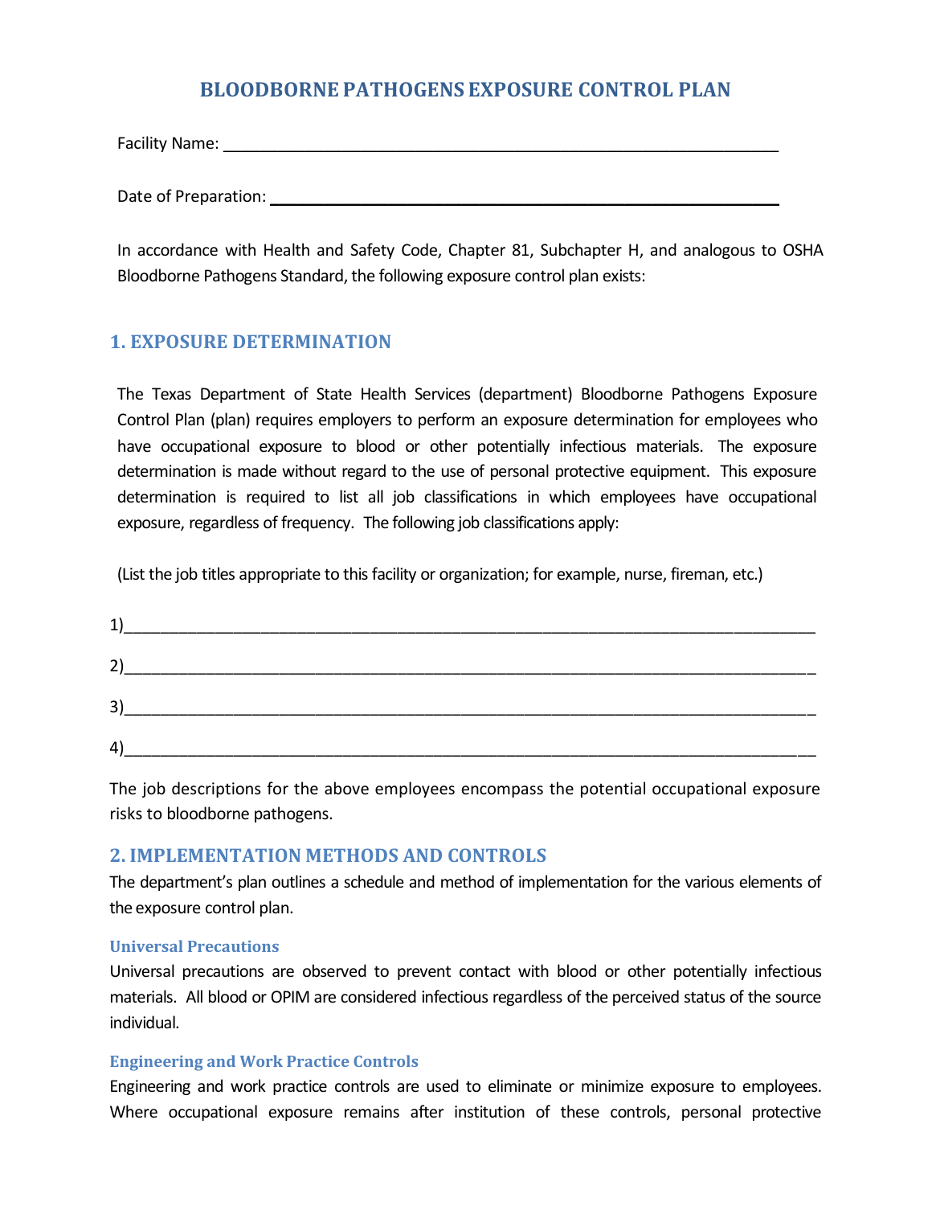# BLOODBORNE PATHOGENS EXPOSURE CONTROL PLAN

Facility Name: ________________________________________________________________

Date of Preparation: ___________________________________________________________

In accordance with Health and Safety Code, Chapter 81, Subchapter H, and analogous to OSHA Bloodborne Pathogens Standard, the following exposure control plan exists:

## 1. EXPOSURE DETERMINATION

The Texas Department of State Health Services (department) Bloodborne Pathogens Exposure Control Plan (plan) requires employers to perform an exposure determination for employees who have occupational exposure to blood or other potentially infectious materials. The exposure determination is made without regard to the use of personal protective equipment. This exposure determination is required to list all job classifications in which employees have occupational exposure, regardless of frequency. The following job classifications apply:

(List the job titles appropriate to this facility or organization; for example, nurse, fireman, etc.)

1)____________________________________________________________________________

2)____________________________________________________________________________

3)____________________________________________________________________________

4)____________________________________________________________________________

The job descriptions for the above employees encompass the potential occupational exposure risks to bloodborne pathogens.

## 2. IMPLEMENTATION METHODS AND CONTROLS

The department's plan outlines a schedule and method of implementation for the various elements of the exposure control plan.

### Universal Precautions

Universal precautions are observed to prevent contact with blood or other potentially infectious materials. All blood or OPIM are considered infectious regardless of the perceived status of the source individual.

### Engineering and Work Practice Controls

Engineering and work practice controls are used to eliminate or minimize exposure to employees. Where occupational exposure remains after institution of these controls, personal protective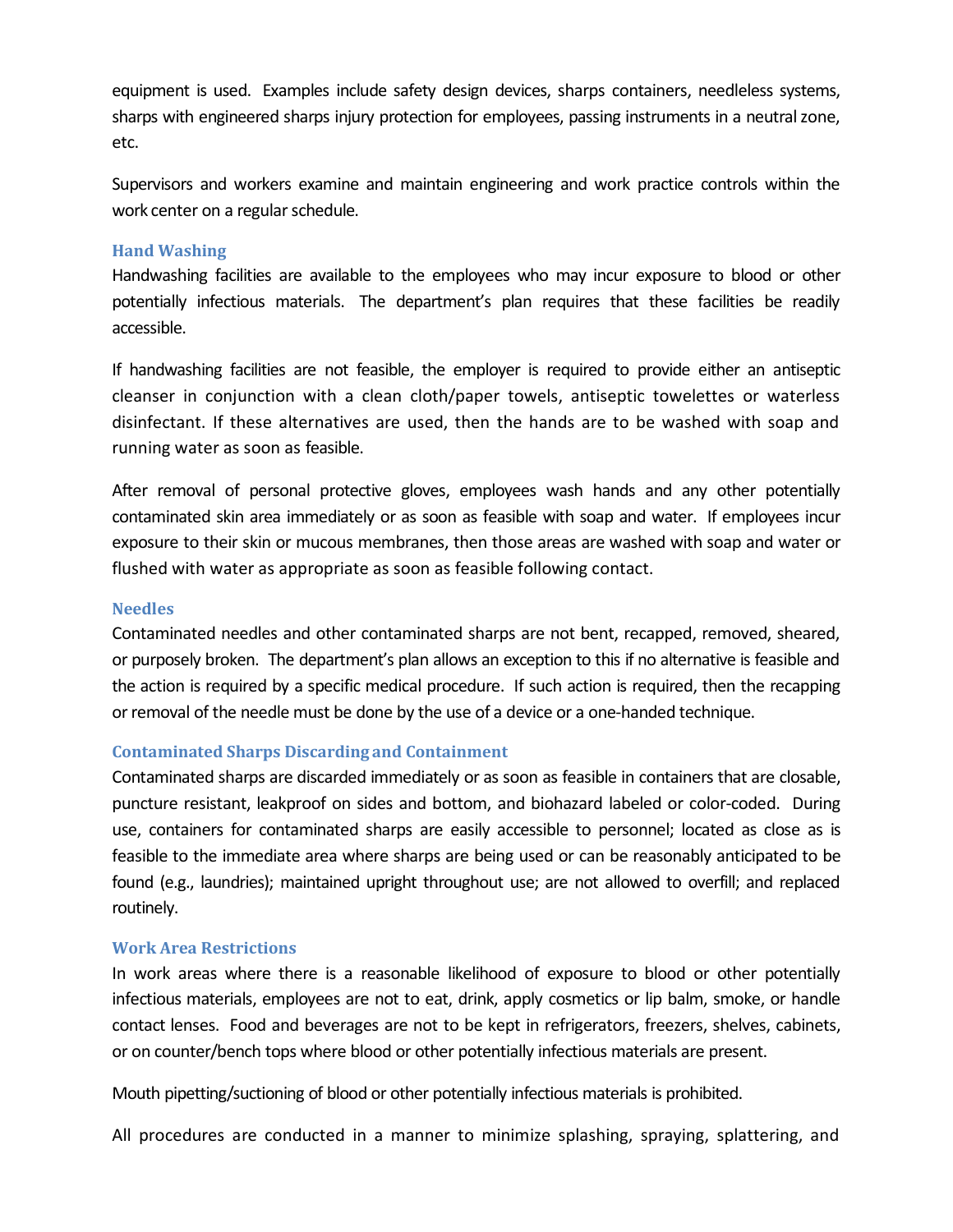equipment is used. Examples include safety design devices, sharps containers, needleless systems, sharps with engineered sharps injury protection for employees, passing instruments in a neutral zone, etc.

Supervisors and workers examine and maintain engineering and work practice controls within the work center on a regular schedule.

### Hand Washing

Handwashing facilities are available to the employees who may incur exposure to blood or other potentially infectious materials. The department's plan requires that these facilities be readily accessible.

If handwashing facilities are not feasible, the employer is required to provide either an antiseptic cleanser in conjunction with a clean cloth/paper towels, antiseptic towelettes or waterless disinfectant. If these alternatives are used, then the hands are to be washed with soap and running water as soon as feasible.

After removal of personal protective gloves, employees wash hands and any other potentially contaminated skin area immediately or as soon as feasible with soap and water. If employees incur exposure to their skin or mucous membranes, then those areas are washed with soap and water or flushed with water as appropriate as soon as feasible following contact.

### Needles

Contaminated needles and other contaminated sharps are not bent, recapped, removed, sheared, or purposely broken. The department's plan allows an exception to this if no alternative is feasible and the action is required by a specific medical procedure. If such action is required, then the recapping or removal of the needle must be done by the use of a device or a one-handed technique.

### Contaminated Sharps Discarding and Containment

Contaminated sharps are discarded immediately or as soon as feasible in containers that are closable, puncture resistant, leakproof on sides and bottom, and biohazard labeled or color-coded. During use, containers for contaminated sharps are easily accessible to personnel; located as close as is feasible to the immediate area where sharps are being used or can be reasonably anticipated to be found (e.g., laundries); maintained upright throughout use; are not allowed to overfill; and replaced routinely.

### Work Area Restrictions

In work areas where there is a reasonable likelihood of exposure to blood or other potentially infectious materials, employees are not to eat, drink, apply cosmetics or lip balm, smoke, or handle contact lenses. Food and beverages are not to be kept in refrigerators, freezers, shelves, cabinets, or on counter/bench tops where blood or other potentially infectious materials are present.

Mouth pipetting/suctioning of blood or other potentially infectious materials is prohibited.

All procedures are conducted in a manner to minimize splashing, spraying, splattering, and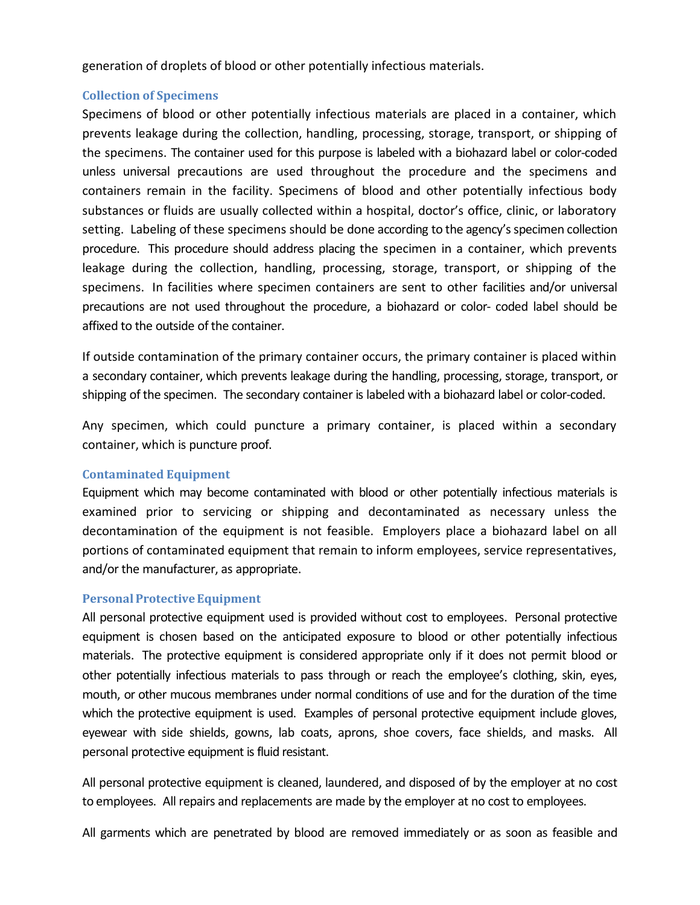generation of droplets of blood or other potentially infectious materials.

### Collection of Specimens

Specimens of blood or other potentially infectious materials are placed in a container, which prevents leakage during the collection, handling, processing, storage, transport, or shipping of the specimens. The container used for this purpose is labeled with a biohazard label or color-coded unless universal precautions are used throughout the procedure and the specimens and containers remain in the facility. Specimens of blood and other potentially infectious body substances or fluids are usually collected within a hospital, doctor's office, clinic, or laboratory setting. Labeling of these specimens should be done according to the agency's specimen collection procedure. This procedure should address placing the specimen in a container, which prevents leakage during the collection, handling, processing, storage, transport, or shipping of the specimens. In facilities where specimen containers are sent to other facilities and/or universal precautions are not used throughout the procedure, a biohazard or color- coded label should be affixed to the outside of the container.

If outside contamination of the primary container occurs, the primary container is placed within a secondary container, which prevents leakage during the handling, processing, storage, transport, or shipping of the specimen. The secondary container is labeled with a biohazard label or color-coded.

Any specimen, which could puncture a primary container, is placed within a secondary container, which is puncture proof.

### Contaminated Equipment

Equipment which may become contaminated with blood or other potentially infectious materials is examined prior to servicing or shipping and decontaminated as necessary unless the decontamination of the equipment is not feasible. Employers place a biohazard label on all portions of contaminated equipment that remain to inform employees, service representatives, and/or the manufacturer, as appropriate.

### Personal Protective Equipment

All personal protective equipment used is provided without cost to employees. Personal protective equipment is chosen based on the anticipated exposure to blood or other potentially infectious materials. The protective equipment is considered appropriate only if it does not permit blood or other potentially infectious materials to pass through or reach the employee's clothing, skin, eyes, mouth, or other mucous membranes under normal conditions of use and for the duration of the time which the protective equipment is used. Examples of personal protective equipment include gloves, eyewear with side shields, gowns, lab coats, aprons, shoe covers, face shields, and masks. All personal protective equipment is fluid resistant.

All personal protective equipment is cleaned, laundered, and disposed of by the employer at no cost to employees. All repairs and replacements are made by the employer at no cost to employees.

All garments which are penetrated by blood are removed immediately or as soon as feasible and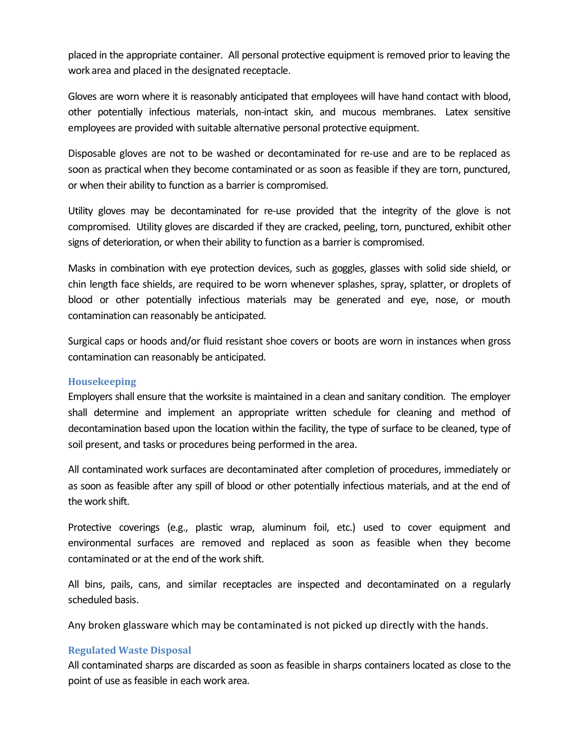placed in the appropriate container. All personal protective equipment is removed prior to leaving the work area and placed in the designated receptacle.

Gloves are worn where it is reasonably anticipated that employees will have hand contact with blood, other potentially infectious materials, non-intact skin, and mucous membranes. Latex sensitive employees are provided with suitable alternative personal protective equipment.

Disposable gloves are not to be washed or decontaminated for re-use and are to be replaced as soon as practical when they become contaminated or as soon as feasible if they are torn, punctured, or when their ability to function as a barrier is compromised.

Utility gloves may be decontaminated for re-use provided that the integrity of the glove is not compromised. Utility gloves are discarded if they are cracked, peeling, torn, punctured, exhibit other signs of deterioration, or when their ability to function as a barrier is compromised.

Masks in combination with eye protection devices, such as goggles, glasses with solid side shield, or chin length face shields, are required to be worn whenever splashes, spray, splatter, or droplets of blood or other potentially infectious materials may be generated and eye, nose, or mouth contamination can reasonably be anticipated.

Surgical caps or hoods and/or fluid resistant shoe covers or boots are worn in instances when gross contamination can reasonably be anticipated.

### Housekeeping

Employers shall ensure that the worksite is maintained in a clean and sanitary condition. The employer shall determine and implement an appropriate written schedule for cleaning and method of decontamination based upon the location within the facility, the type of surface to be cleaned, type of soil present, and tasks or procedures being performed in the area.

All contaminated work surfaces are decontaminated after completion of procedures, immediately or as soon as feasible after any spill of blood or other potentially infectious materials, and at the end of the work shift.

Protective coverings (e.g., plastic wrap, aluminum foil, etc.) used to cover equipment and environmental surfaces are removed and replaced as soon as feasible when they become contaminated or at the end of the work shift.

All bins, pails, cans, and similar receptacles are inspected and decontaminated on a regularly scheduled basis.

Any broken glassware which may be contaminated is not picked up directly with the hands.

### Regulated Waste Disposal

All contaminated sharps are discarded as soon as feasible in sharps containers located as close to the point of use as feasible in each work area.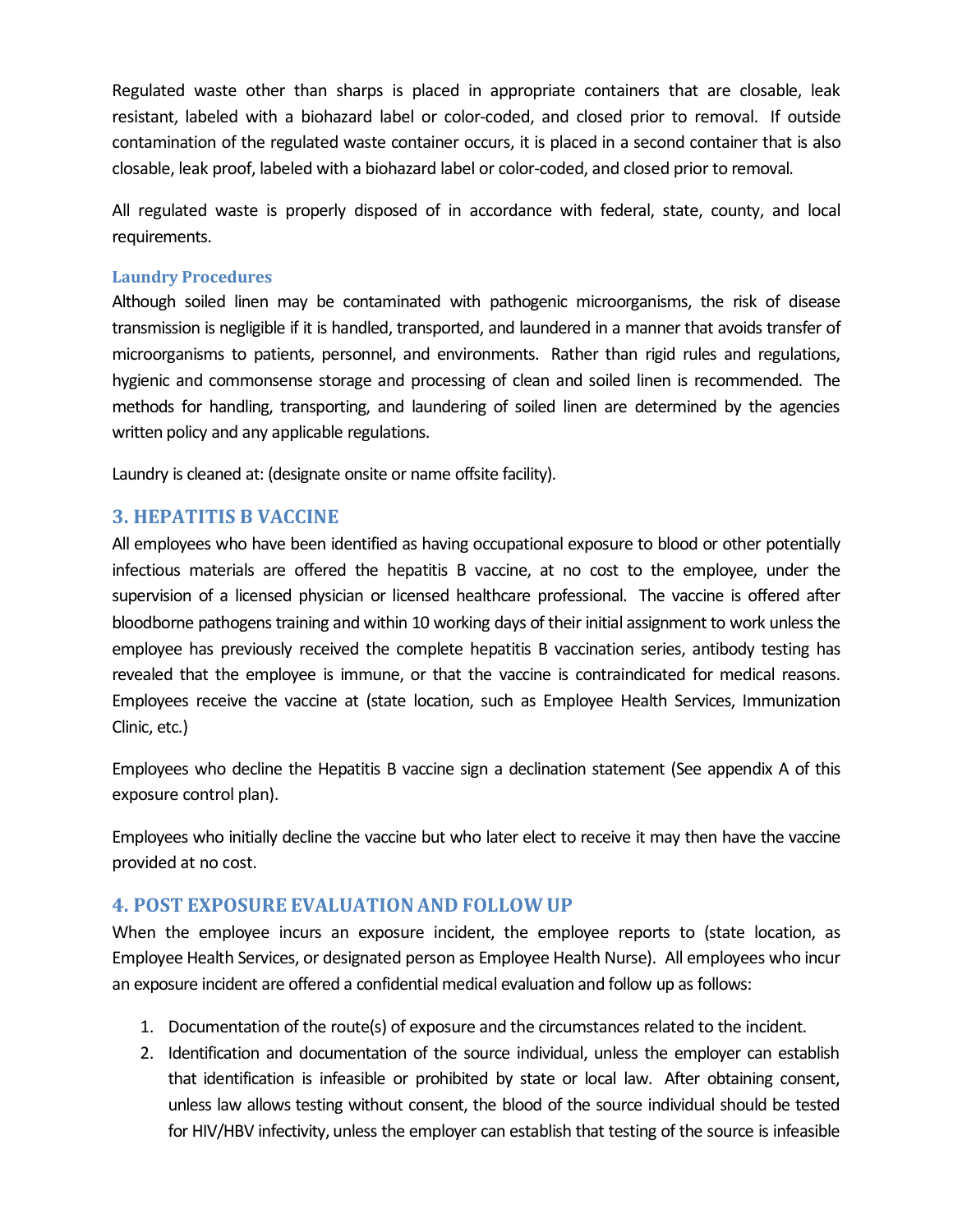Regulated waste other than sharps is placed in appropriate containers that are closable, leak resistant, labeled with a biohazard label or color-coded, and closed prior to removal. If outside contamination of the regulated waste container occurs, it is placed in a second container that is also closable, leak proof, labeled with a biohazard label or color-coded, and closed prior to removal.

All regulated waste is properly disposed of in accordance with federal, state, county, and local requirements.

### Laundry Procedures

Although soiled linen may be contaminated with pathogenic microorganisms, the risk of disease transmission is negligible if it is handled, transported, and laundered in a manner that avoids transfer of microorganisms to patients, personnel, and environments. Rather than rigid rules and regulations, hygienic and commonsense storage and processing of clean and soiled linen is recommended. The methods for handling, transporting, and laundering of soiled linen are determined by the agencies written policy and any applicable regulations.

Laundry is cleaned at: (designate onsite or name offsite facility).

## 3. HEPATITIS B VACCINE

All employees who have been identified as having occupational exposure to blood or other potentially infectious materials are offered the hepatitis B vaccine, at no cost to the employee, under the supervision of a licensed physician or licensed healthcare professional. The vaccine is offered after bloodborne pathogens training and within 10 working days of their initial assignment to work unless the employee has previously received the complete hepatitis B vaccination series, antibody testing has revealed that the employee is immune, or that the vaccine is contraindicated for medical reasons. Employees receive the vaccine at (state location, such as Employee Health Services, Immunization Clinic, etc.)

Employees who decline the Hepatitis B vaccine sign a declination statement (See appendix A of this exposure control plan).

Employees who initially decline the vaccine but who later elect to receive it may then have the vaccine provided at no cost.

## 4. POST EXPOSURE EVALUATION AND FOLLOW UP

When the employee incurs an exposure incident, the employee reports to (state location, as Employee Health Services, or designated person as Employee Health Nurse). All employees who incur an exposure incident are offered a confidential medical evaluation and follow up as follows:

1. Documentation of the route(s) of exposure and the circumstances related to the incident.
2. Identification and documentation of the source individual, unless the employer can establish that identification is infeasible or prohibited by state or local law. After obtaining consent, unless law allows testing without consent, the blood of the source individual should be tested for HIV/HBV infectivity, unless the employer can establish that testing of the source is infeasible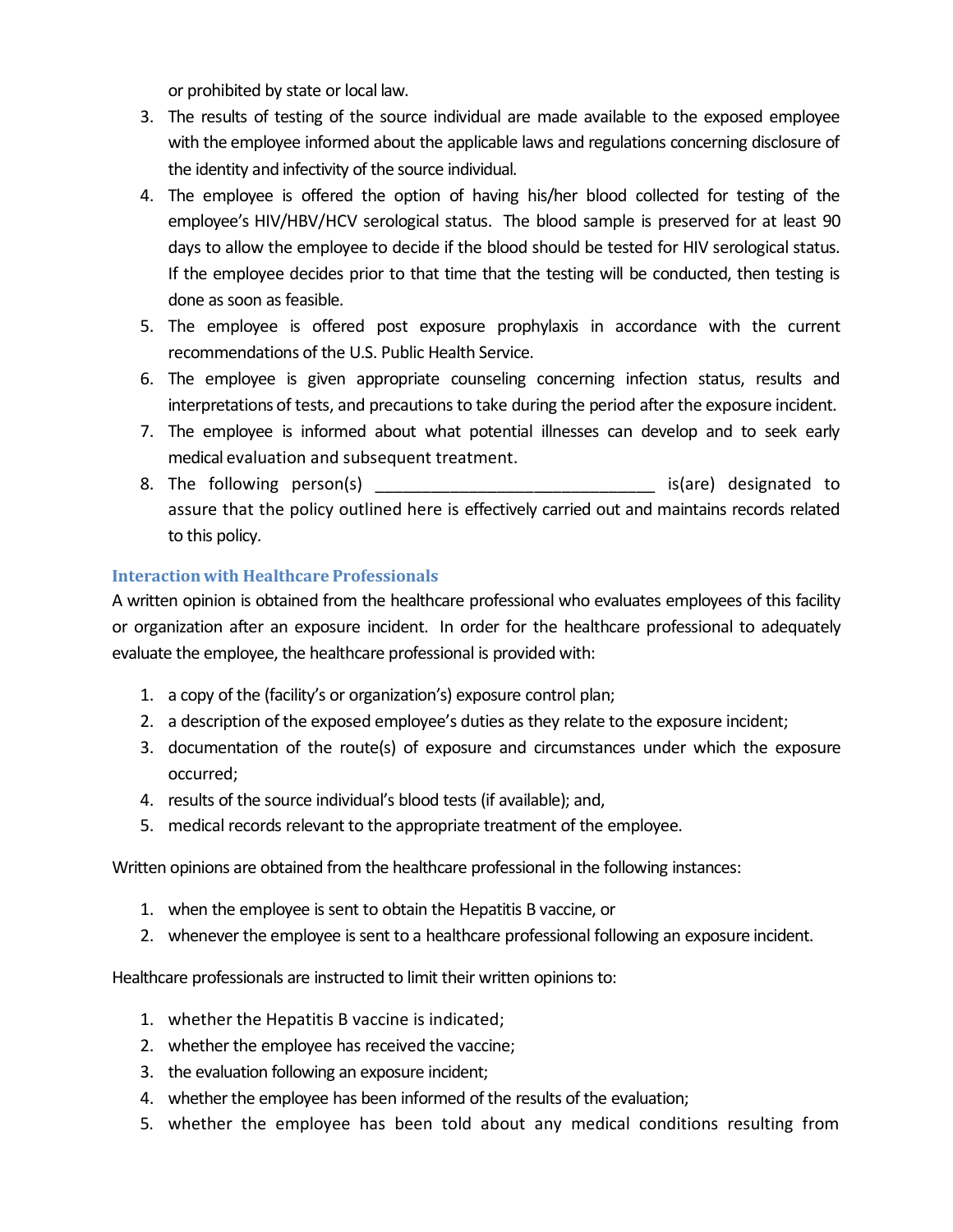or prohibited by state or local law.

3. The results of testing of the source individual are made available to the exposed employee with the employee informed about the applicable laws and regulations concerning disclosure of the identity and infectivity of the source individual.
4. The employee is offered the option of having his/her blood collected for testing of the employee's HIV/HBV/HCV serological status. The blood sample is preserved for at least 90 days to allow the employee to decide if the blood should be tested for HIV serological status. If the employee decides prior to that time that the testing will be conducted, then testing is done as soon as feasible.
5. The employee is offered post exposure prophylaxis in accordance with the current recommendations of the U.S. Public Health Service.
6. The employee is given appropriate counseling concerning infection status, results and interpretations of tests, and precautions to take during the period after the exposure incident.
7. The employee is informed about what potential illnesses can develop and to seek early medical evaluation and subsequent treatment.
8. The following person(s) ______________________________ is(are) designated to assure that the policy outlined here is effectively carried out and maintains records related to this policy.

### Interaction with Healthcare Professionals

A written opinion is obtained from the healthcare professional who evaluates employees of this facility or organization after an exposure incident. In order for the healthcare professional to adequately evaluate the employee, the healthcare professional is provided with:

1. a copy of the (facility's or organization's) exposure control plan;
2. a description of the exposed employee's duties as they relate to the exposure incident;
3. documentation of the route(s) of exposure and circumstances under which the exposure occurred;
4. results of the source individual's blood tests (if available); and,
5. medical records relevant to the appropriate treatment of the employee.

Written opinions are obtained from the healthcare professional in the following instances:

1. when the employee is sent to obtain the Hepatitis B vaccine, or
2. whenever the employee is sent to a healthcare professional following an exposure incident.

Healthcare professionals are instructed to limit their written opinions to:

1. whether the Hepatitis B vaccine is indicated;
2. whether the employee has received the vaccine;
3. the evaluation following an exposure incident;
4. whether the employee has been informed of the results of the evaluation;
5. whether the employee has been told about any medical conditions resulting from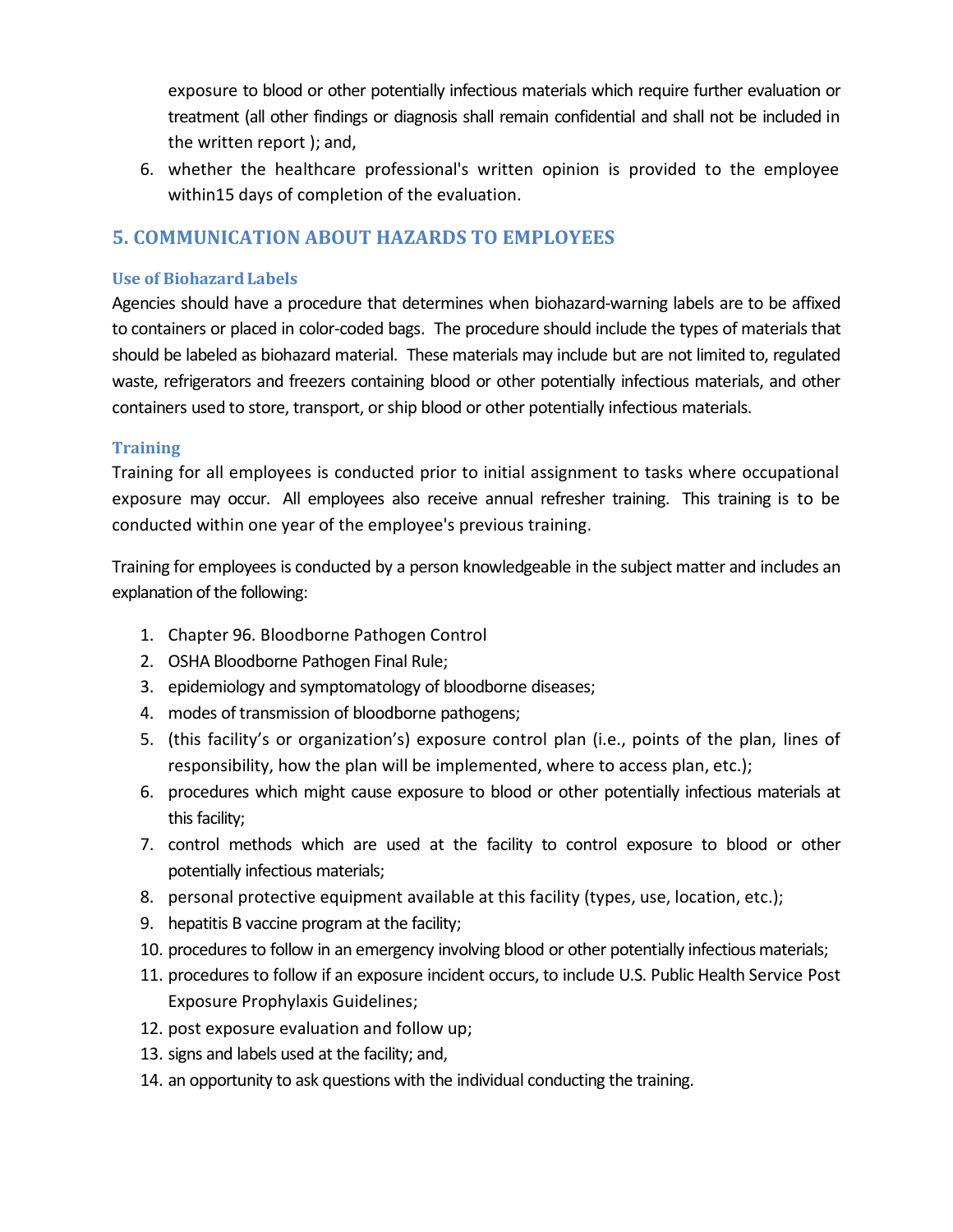exposure to blood or other potentially infectious materials which require further evaluation or treatment (all other findings or diagnosis shall remain confidential and shall not be included in the written report ); and,

6. whether the healthcare professional's written opinion is provided to the employee within15 days of completion of the evaluation.

## 5. COMMUNICATION ABOUT HAZARDS TO EMPLOYEES

### Use of Biohazard Labels

Agencies should have a procedure that determines when biohazard-warning labels are to be affixed to containers or placed in color-coded bags. The procedure should include the types of materials that should be labeled as biohazard material. These materials may include but are not limited to, regulated waste, refrigerators and freezers containing blood or other potentially infectious materials, and other containers used to store, transport, or ship blood or other potentially infectious materials.

### Training

Training for all employees is conducted prior to initial assignment to tasks where occupational exposure may occur. All employees also receive annual refresher training. This training is to be conducted within one year of the employee's previous training.

Training for employees is conducted by a person knowledgeable in the subject matter and includes an explanation of the following:

1. Chapter 96. Bloodborne Pathogen Control
2. OSHA Bloodborne Pathogen Final Rule;
3. epidemiology and symptomatology of bloodborne diseases;
4. modes of transmission of bloodborne pathogens;
5. (this facility's or organization's) exposure control plan (i.e., points of the plan, lines of responsibility, how the plan will be implemented, where to access plan, etc.);
6. procedures which might cause exposure to blood or other potentially infectious materials at this facility;
7. control methods which are used at the facility to control exposure to blood or other potentially infectious materials;
8. personal protective equipment available at this facility (types, use, location, etc.);
9. hepatitis B vaccine program at the facility;
10. procedures to follow in an emergency involving blood or other potentially infectious materials;
11. procedures to follow if an exposure incident occurs, to include U.S. Public Health Service Post Exposure Prophylaxis Guidelines;
12. post exposure evaluation and follow up;
13. signs and labels used at the facility; and,
14. an opportunity to ask questions with the individual conducting the training.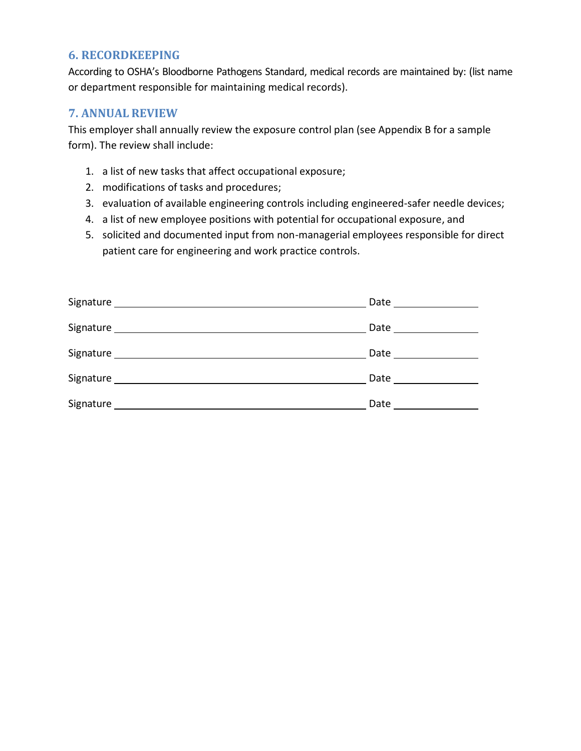## 6. RECORDKEEPING

According to OSHA's Bloodborne Pathogens Standard, medical records are maintained by: (list name or department responsible for maintaining medical records).

## 7. ANNUAL REVIEW

This employer shall annually review the exposure control plan (see Appendix B for a sample form). The review shall include:

1. a list of new tasks that affect occupational exposure;
2. modifications of tasks and procedures;
3. evaluation of available engineering controls including engineered-safer needle devices;
4. a list of new employee positions with potential for occupational exposure, and
5. solicited and documented input from non-managerial employees responsible for direct patient care for engineering and work practice controls.

Signature ______________________________ Date ______________

Signature ______________________________ Date ______________

Signature ______________________________ Date ______________

Signature ______________________________ Date ______________

Signature ______________________________ Date ______________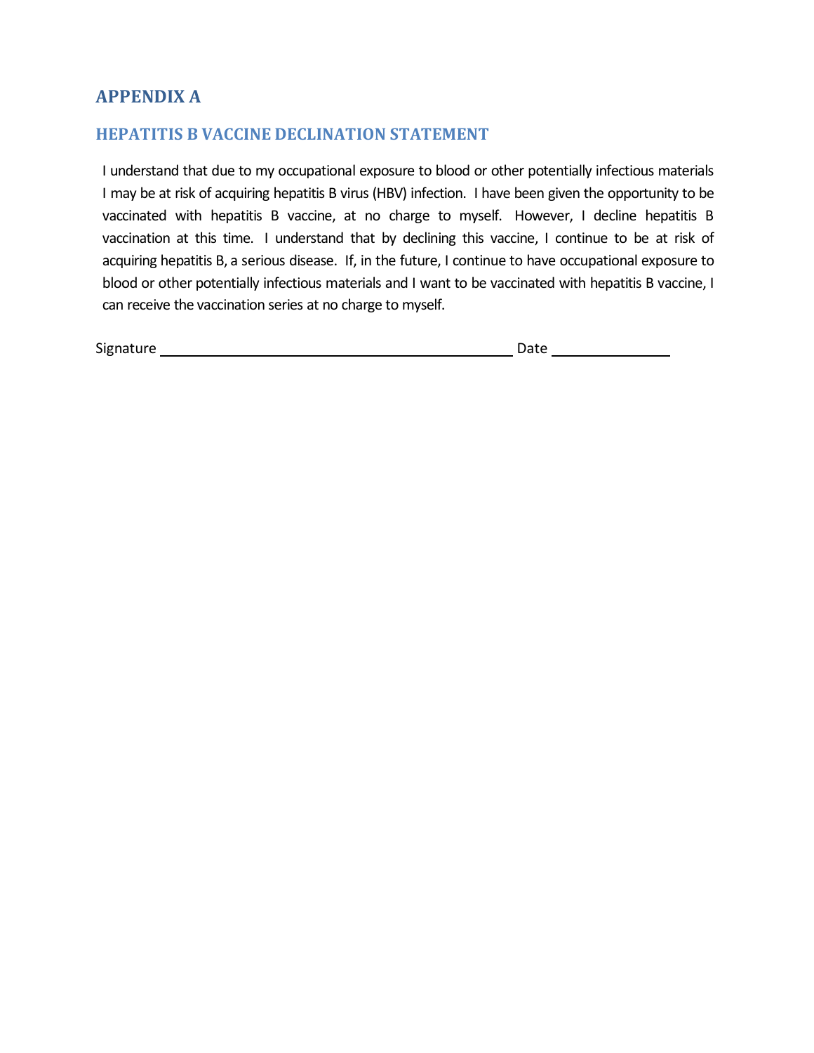# APPENDIX A

## HEPATITIS B VACCINE DECLINATION STATEMENT

I understand that due to my occupational exposure to blood or other potentially infectious materials I may be at risk of acquiring hepatitis B virus (HBV) infection. I have been given the opportunity to be vaccinated with hepatitis B vaccine, at no charge to myself. However, I decline hepatitis B vaccination at this time. I understand that by declining this vaccine, I continue to be at risk of acquiring hepatitis B, a serious disease. If, in the future, I continue to have occupational exposure to blood or other potentially infectious materials and I want to be vaccinated with hepatitis B vaccine, I can receive the vaccination series at no charge to myself.

Signature ______________________________________________ Date _______________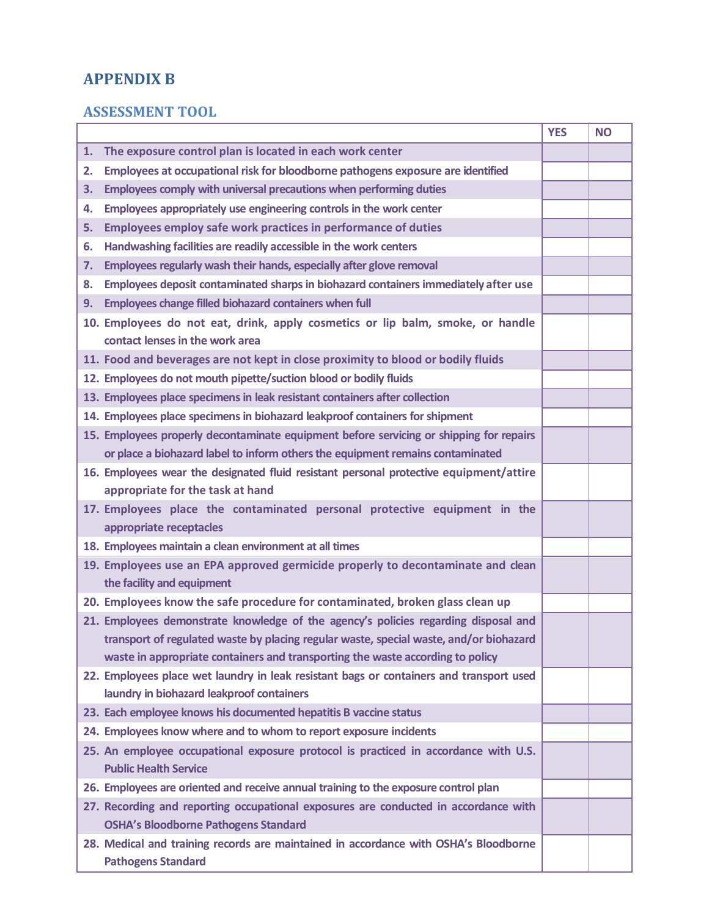# APPENDIX B

## ASSESSMENT TOOL

| | YES | NO |
|---|---|---|
| 1. The exposure control plan is located in each work center | | |
| 2. Employees at occupational risk for bloodborne pathogens exposure are identified | | |
| 3. Employees comply with universal precautions when performing duties | | |
| 4. Employees appropriately use engineering controls in the work center | | |
| 5. Employees employ safe work practices in performance of duties | | |
| 6. Handwashing facilities are readily accessible in the work centers | | |
| 7. Employees regularly wash their hands, especially after glove removal | | |
| 8. Employees deposit contaminated sharps in biohazard containers immediately after use | | |
| 9. Employees change filled biohazard containers when full | | |
| 10. Employees do not eat, drink, apply cosmetics or lip balm, smoke, or handle contact lenses in the work area | | |
| 11. Food and beverages are not kept in close proximity to blood or bodily fluids | | |
| 12. Employees do not mouth pipette/suction blood or bodily fluids | | |
| 13. Employees place specimens in leak resistant containers after collection | | |
| 14. Employees place specimens in biohazard leakproof containers for shipment | | |
| 15. Employees properly decontaminate equipment before servicing or shipping for repairs or place a biohazard label to inform others the equipment remains contaminated | | |
| 16. Employees wear the designated fluid resistant personal protective equipment/attire appropriate for the task at hand | | |
| 17. Employees place the contaminated personal protective equipment in the appropriate receptacles | | |
| 18. Employees maintain a clean environment at all times | | |
| 19. Employees use an EPA approved germicide properly to decontaminate and clean the facility and equipment | | |
| 20. Employees know the safe procedure for contaminated, broken glass clean up | | |
| 21. Employees demonstrate knowledge of the agency's policies regarding disposal and transport of regulated waste by placing regular waste, special waste, and/or biohazard waste in appropriate containers and transporting the waste according to policy | | |
| 22. Employees place wet laundry in leak resistant bags or containers and transport used laundry in biohazard leakproof containers | | |
| 23. Each employee knows his documented hepatitis B vaccine status | | |
| 24. Employees know where and to whom to report exposure incidents | | |
| 25. An employee occupational exposure protocol is practiced in accordance with U.S. Public Health Service | | |
| 26. Employees are oriented and receive annual training to the exposure control plan | | |
| 27. Recording and reporting occupational exposures are conducted in accordance with OSHA's Bloodborne Pathogens Standard | | |
| 28. Medical and training records are maintained in accordance with OSHA's Bloodborne Pathogens Standard | | |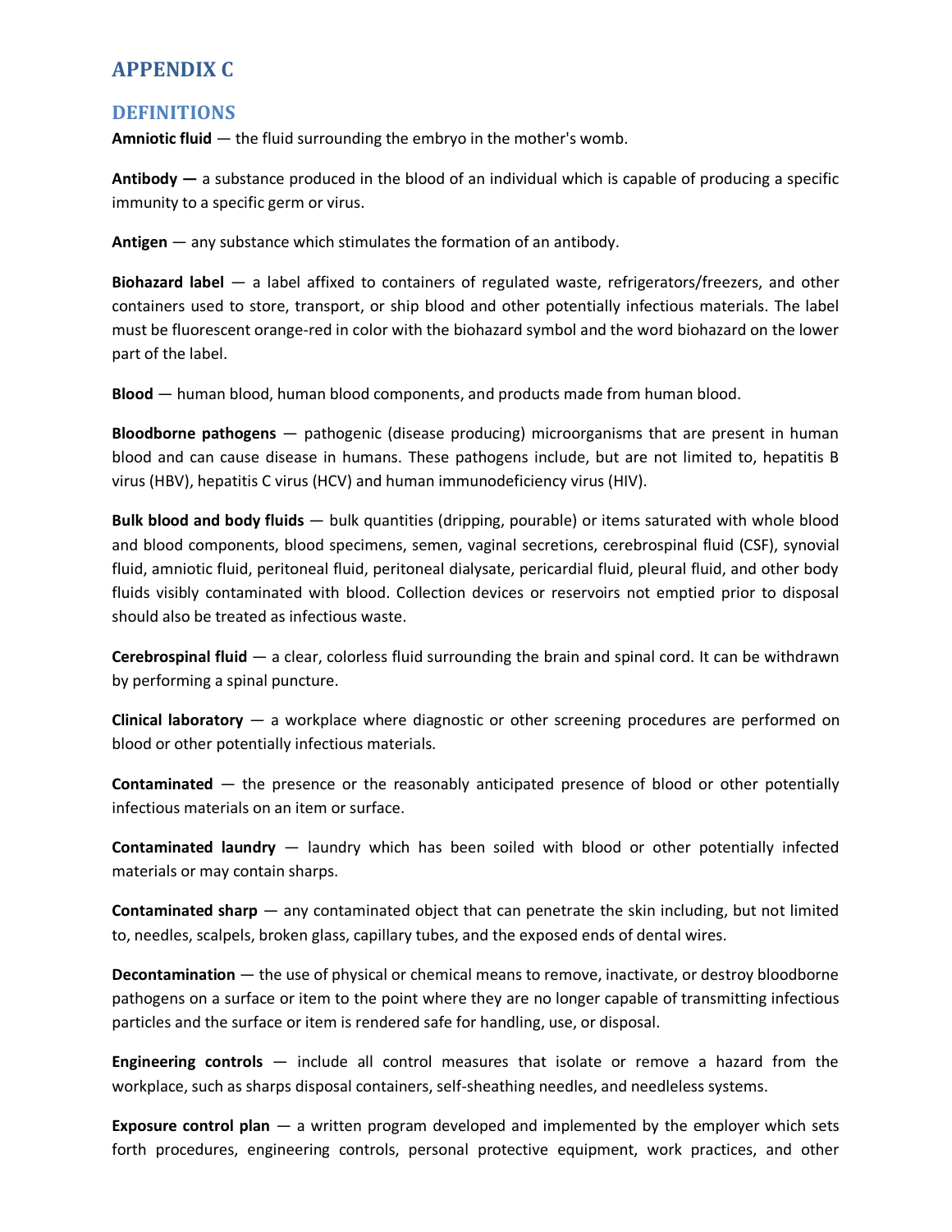# APPENDIX C

## DEFINITIONS

**Amniotic fluid** — the fluid surrounding the embryo in the mother's womb.

**Antibody —** a substance produced in the blood of an individual which is capable of producing a specific immunity to a specific germ or virus.

**Antigen** — any substance which stimulates the formation of an antibody.

**Biohazard label** — a label affixed to containers of regulated waste, refrigerators/freezers, and other containers used to store, transport, or ship blood and other potentially infectious materials. The label must be fluorescent orange-red in color with the biohazard symbol and the word biohazard on the lower part of the label.

**Blood** — human blood, human blood components, and products made from human blood.

**Bloodborne pathogens** — pathogenic (disease producing) microorganisms that are present in human blood and can cause disease in humans. These pathogens include, but are not limited to, hepatitis B virus (HBV), hepatitis C virus (HCV) and human immunodeficiency virus (HIV).

**Bulk blood and body fluids** — bulk quantities (dripping, pourable) or items saturated with whole blood and blood components, blood specimens, semen, vaginal secretions, cerebrospinal fluid (CSF), synovial fluid, amniotic fluid, peritoneal fluid, peritoneal dialysate, pericardial fluid, pleural fluid, and other body fluids visibly contaminated with blood. Collection devices or reservoirs not emptied prior to disposal should also be treated as infectious waste.

**Cerebrospinal fluid** — a clear, colorless fluid surrounding the brain and spinal cord. It can be withdrawn by performing a spinal puncture.

**Clinical laboratory** — a workplace where diagnostic or other screening procedures are performed on blood or other potentially infectious materials.

**Contaminated** — the presence or the reasonably anticipated presence of blood or other potentially infectious materials on an item or surface.

**Contaminated laundry** — laundry which has been soiled with blood or other potentially infected materials or may contain sharps.

**Contaminated sharp** — any contaminated object that can penetrate the skin including, but not limited to, needles, scalpels, broken glass, capillary tubes, and the exposed ends of dental wires.

**Decontamination** — the use of physical or chemical means to remove, inactivate, or destroy bloodborne pathogens on a surface or item to the point where they are no longer capable of transmitting infectious particles and the surface or item is rendered safe for handling, use, or disposal.

**Engineering controls** — include all control measures that isolate or remove a hazard from the workplace, such as sharps disposal containers, self-sheathing needles, and needleless systems.

**Exposure control plan** — a written program developed and implemented by the employer which sets forth procedures, engineering controls, personal protective equipment, work practices, and other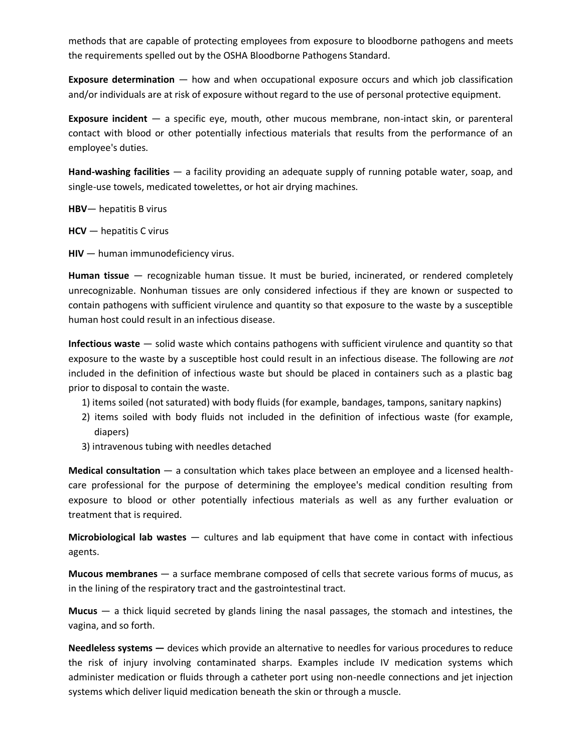methods that are capable of protecting employees from exposure to bloodborne pathogens and meets the requirements spelled out by the OSHA Bloodborne Pathogens Standard.

**Exposure determination** — how and when occupational exposure occurs and which job classification and/or individuals are at risk of exposure without regard to the use of personal protective equipment.

**Exposure incident** — a specific eye, mouth, other mucous membrane, non-intact skin, or parenteral contact with blood or other potentially infectious materials that results from the performance of an employee's duties.

**Hand-washing facilities** — a facility providing an adequate supply of running potable water, soap, and single-use towels, medicated towelettes, or hot air drying machines.

**HBV**— hepatitis B virus

**HCV** — hepatitis C virus

**HIV** — human immunodeficiency virus.

**Human tissue** — recognizable human tissue. It must be buried, incinerated, or rendered completely unrecognizable. Nonhuman tissues are only considered infectious if they are known or suspected to contain pathogens with sufficient virulence and quantity so that exposure to the waste by a susceptible human host could result in an infectious disease.

**Infectious waste** — solid waste which contains pathogens with sufficient virulence and quantity so that exposure to the waste by a susceptible host could result in an infectious disease. The following are *not* included in the definition of infectious waste but should be placed in containers such as a plastic bag prior to disposal to contain the waste.

1) items soiled (not saturated) with body fluids (for example, bandages, tampons, sanitary napkins)
2) items soiled with body fluids not included in the definition of infectious waste (for example, diapers)
3) intravenous tubing with needles detached

**Medical consultation** — a consultation which takes place between an employee and a licensed health-care professional for the purpose of determining the employee's medical condition resulting from exposure to blood or other potentially infectious materials as well as any further evaluation or treatment that is required.

**Microbiological lab wastes** — cultures and lab equipment that have come in contact with infectious agents.

**Mucous membranes** — a surface membrane composed of cells that secrete various forms of mucus, as in the lining of the respiratory tract and the gastrointestinal tract.

**Mucus** — a thick liquid secreted by glands lining the nasal passages, the stomach and intestines, the vagina, and so forth.

**Needleless systems —** devices which provide an alternative to needles for various procedures to reduce the risk of injury involving contaminated sharps. Examples include IV medication systems which administer medication or fluids through a catheter port using non-needle connections and jet injection systems which deliver liquid medication beneath the skin or through a muscle.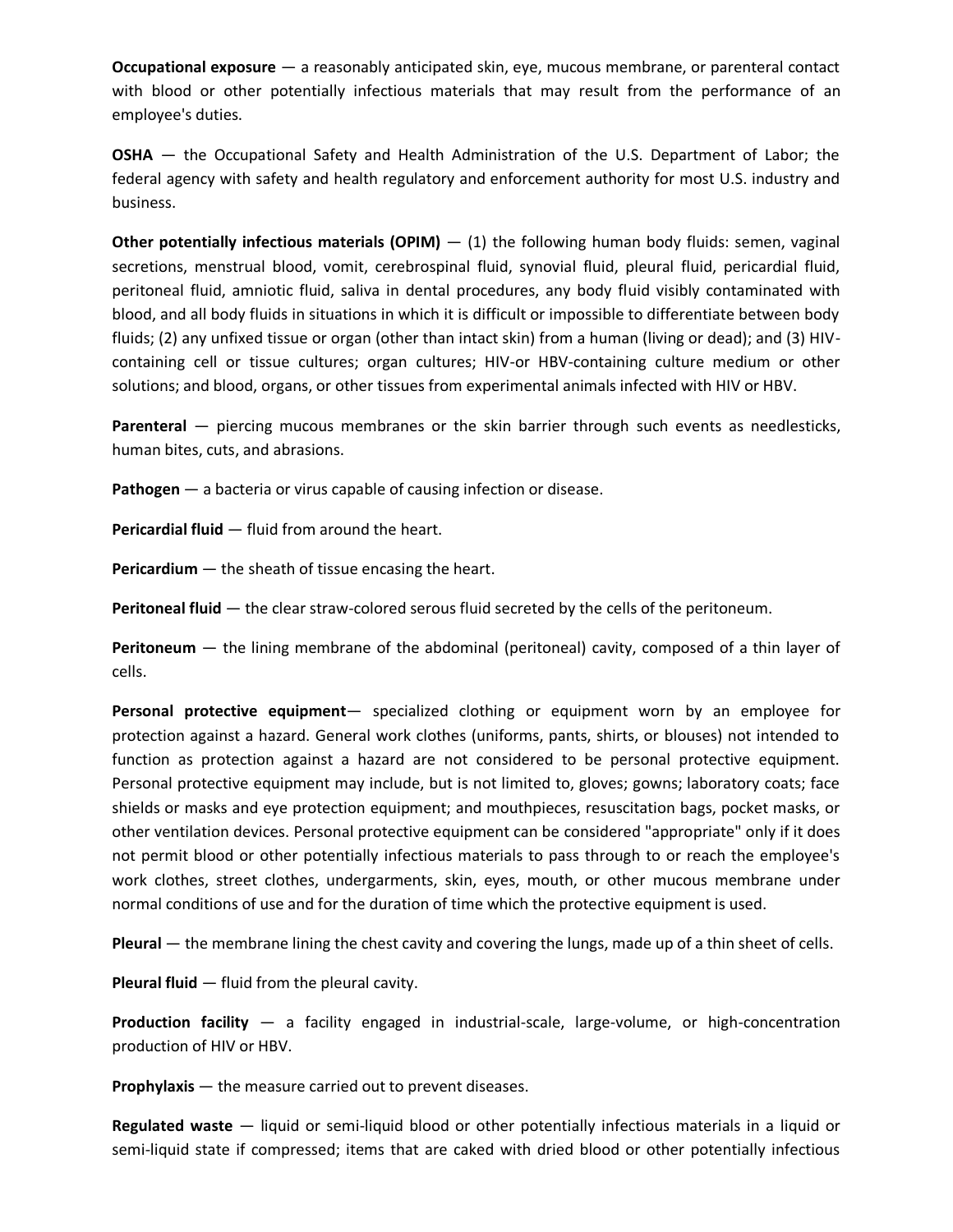**Occupational exposure** — a reasonably anticipated skin, eye, mucous membrane, or parenteral contact with blood or other potentially infectious materials that may result from the performance of an employee's duties.

**OSHA** — the Occupational Safety and Health Administration of the U.S. Department of Labor; the federal agency with safety and health regulatory and enforcement authority for most U.S. industry and business.

**Other potentially infectious materials (OPIM)** — (1) the following human body fluids: semen, vaginal secretions, menstrual blood, vomit, cerebrospinal fluid, synovial fluid, pleural fluid, pericardial fluid, peritoneal fluid, amniotic fluid, saliva in dental procedures, any body fluid visibly contaminated with blood, and all body fluids in situations in which it is difficult or impossible to differentiate between body fluids; (2) any unfixed tissue or organ (other than intact skin) from a human (living or dead); and (3) HIV-containing cell or tissue cultures; organ cultures; HIV-or HBV-containing culture medium or other solutions; and blood, organs, or other tissues from experimental animals infected with HIV or HBV.

**Parenteral** — piercing mucous membranes or the skin barrier through such events as needlesticks, human bites, cuts, and abrasions.

**Pathogen** — a bacteria or virus capable of causing infection or disease.

**Pericardial fluid** — fluid from around the heart.

**Pericardium** — the sheath of tissue encasing the heart.

**Peritoneal fluid** — the clear straw-colored serous fluid secreted by the cells of the peritoneum.

**Peritoneum** — the lining membrane of the abdominal (peritoneal) cavity, composed of a thin layer of cells.

**Personal protective equipment**— specialized clothing or equipment worn by an employee for protection against a hazard. General work clothes (uniforms, pants, shirts, or blouses) not intended to function as protection against a hazard are not considered to be personal protective equipment. Personal protective equipment may include, but is not limited to, gloves; gowns; laboratory coats; face shields or masks and eye protection equipment; and mouthpieces, resuscitation bags, pocket masks, or other ventilation devices. Personal protective equipment can be considered "appropriate" only if it does not permit blood or other potentially infectious materials to pass through to or reach the employee's work clothes, street clothes, undergarments, skin, eyes, mouth, or other mucous membrane under normal conditions of use and for the duration of time which the protective equipment is used.

**Pleural** — the membrane lining the chest cavity and covering the lungs, made up of a thin sheet of cells.

**Pleural fluid** — fluid from the pleural cavity.

**Production facility** — a facility engaged in industrial-scale, large-volume, or high-concentration production of HIV or HBV.

**Prophylaxis** — the measure carried out to prevent diseases.

**Regulated waste** — liquid or semi-liquid blood or other potentially infectious materials in a liquid or semi-liquid state if compressed; items that are caked with dried blood or other potentially infectious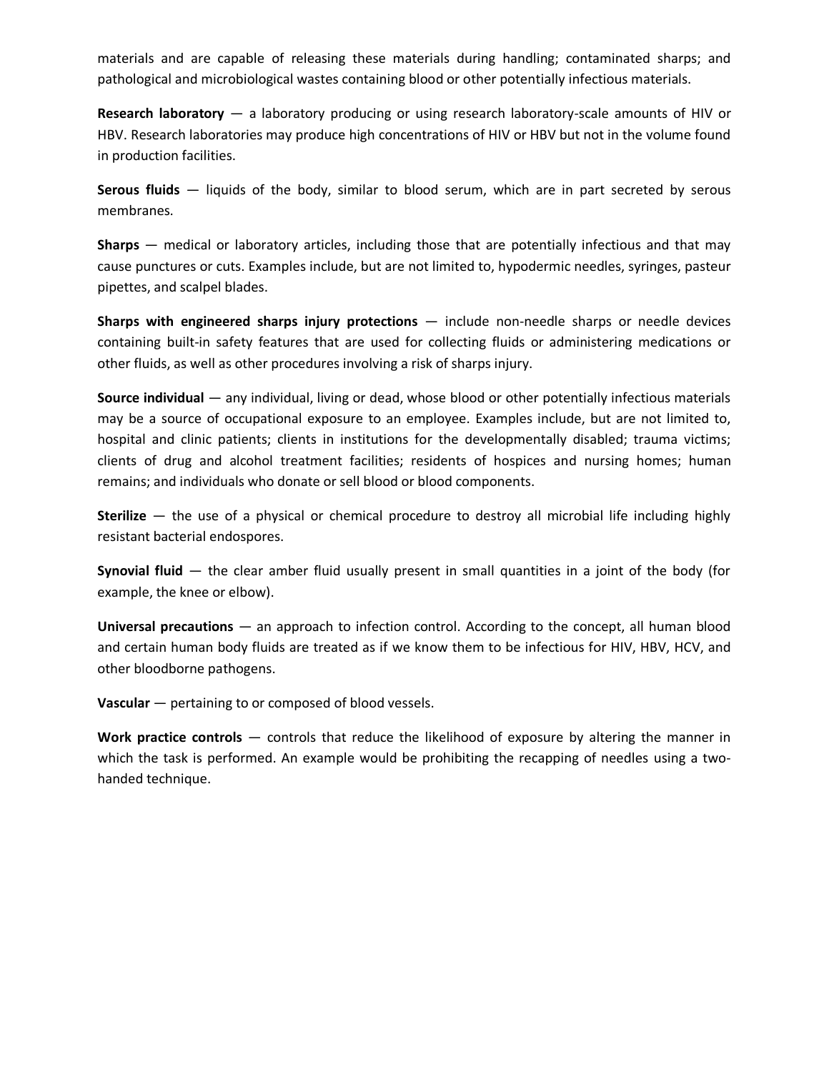materials and are capable of releasing these materials during handling; contaminated sharps; and pathological and microbiological wastes containing blood or other potentially infectious materials.

**Research laboratory** — a laboratory producing or using research laboratory-scale amounts of HIV or HBV. Research laboratories may produce high concentrations of HIV or HBV but not in the volume found in production facilities.

**Serous fluids** — liquids of the body, similar to blood serum, which are in part secreted by serous membranes.

**Sharps** — medical or laboratory articles, including those that are potentially infectious and that may cause punctures or cuts. Examples include, but are not limited to, hypodermic needles, syringes, pasteur pipettes, and scalpel blades.

**Sharps with engineered sharps injury protections** — include non-needle sharps or needle devices containing built-in safety features that are used for collecting fluids or administering medications or other fluids, as well as other procedures involving a risk of sharps injury.

**Source individual** — any individual, living or dead, whose blood or other potentially infectious materials may be a source of occupational exposure to an employee. Examples include, but are not limited to, hospital and clinic patients; clients in institutions for the developmentally disabled; trauma victims; clients of drug and alcohol treatment facilities; residents of hospices and nursing homes; human remains; and individuals who donate or sell blood or blood components.

**Sterilize** — the use of a physical or chemical procedure to destroy all microbial life including highly resistant bacterial endospores.

**Synovial fluid** — the clear amber fluid usually present in small quantities in a joint of the body (for example, the knee or elbow).

**Universal precautions** — an approach to infection control. According to the concept, all human blood and certain human body fluids are treated as if we know them to be infectious for HIV, HBV, HCV, and other bloodborne pathogens.

**Vascular** — pertaining to or composed of blood vessels.

**Work practice controls** — controls that reduce the likelihood of exposure by altering the manner in which the task is performed. An example would be prohibiting the recapping of needles using a two-handed technique.